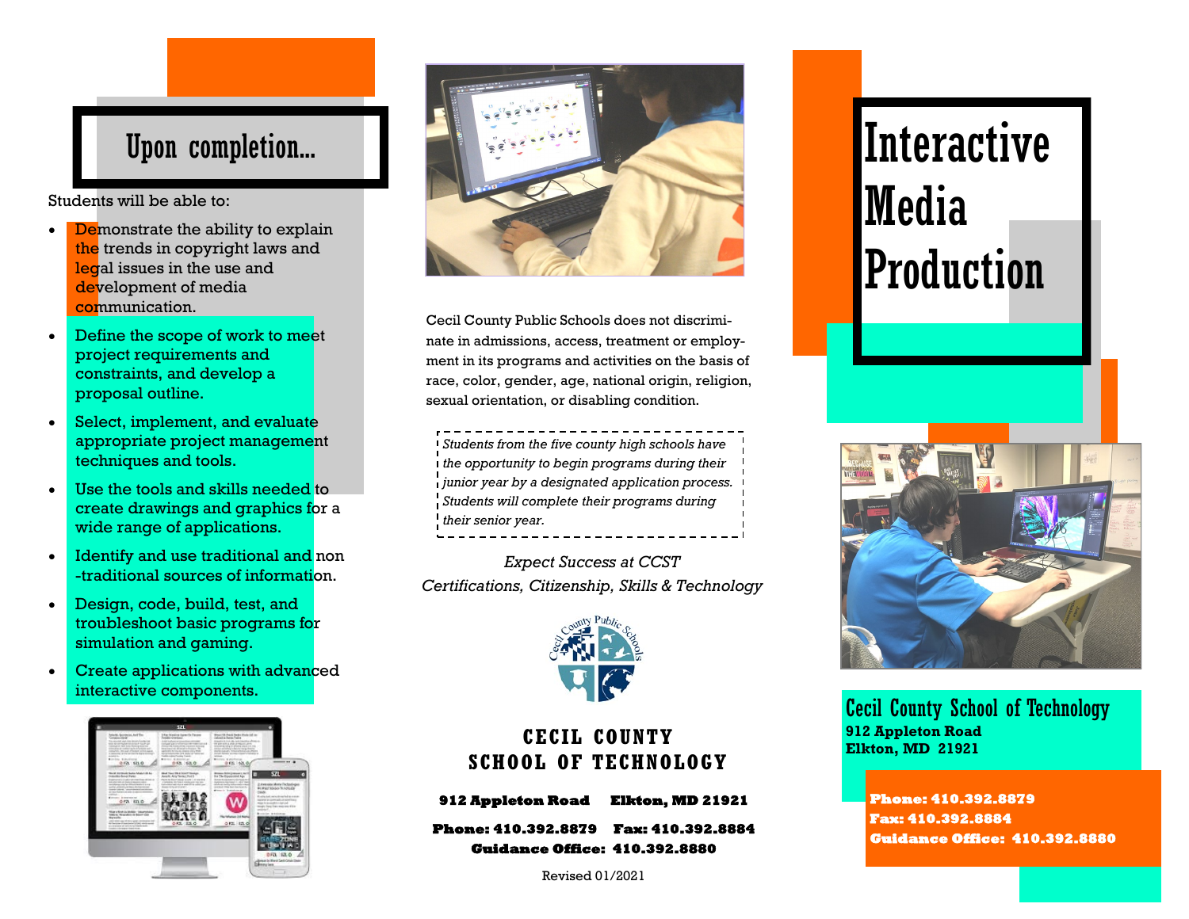## Upon completion...

Students will be able to:

- Demonstrate the ability to explain the trends in copyright laws and legal issues in the use and development of media communication.
- Define the scope of work to meet project requirements and constraints, and develop a proposal outline.
- Select, implement, and evaluate appropriate project management techniques and tools.
- Use the tools and skills needed to create drawings and graphics for a wide range of applications.
- Identify and use traditional and non-traditional sources of information.
- Design, code, build, test, and troubleshoot basic programs for simulation and gaming.
- Create applications with advanced interactive components.

Cecil County Public Schools does not discriminate in admissions, access, treatment or employment in its programs and activities on the basis of race, color, gender, age, national origin, religion, sexual orientation, or disabling condition.

*Students from the five county high schools have the opportunity to begin programs during their junior year by a designated application process. Students will complete their programs during their senior year.*

*Expect Success at CCST*
*Certifications, Citizenship, Skills & Technology*

**CECIL COUNTY SCHOOL OF TECHNOLOGY**

**912 Appleton Road Elkton, MD 21921**

**Phone: 410.392.8879 Fax: 410.392.8884**
**Guidance Office: 410.392.8880**

Revised 01/2021

# Interactive Media Production

## Cecil County School of Technology

**912 Appleton Road**
**Elkton, MD 21921**

**Phone: 410.392.8879**
**Fax: 410.392.8884**
**Guidance Office: 410.392.8880**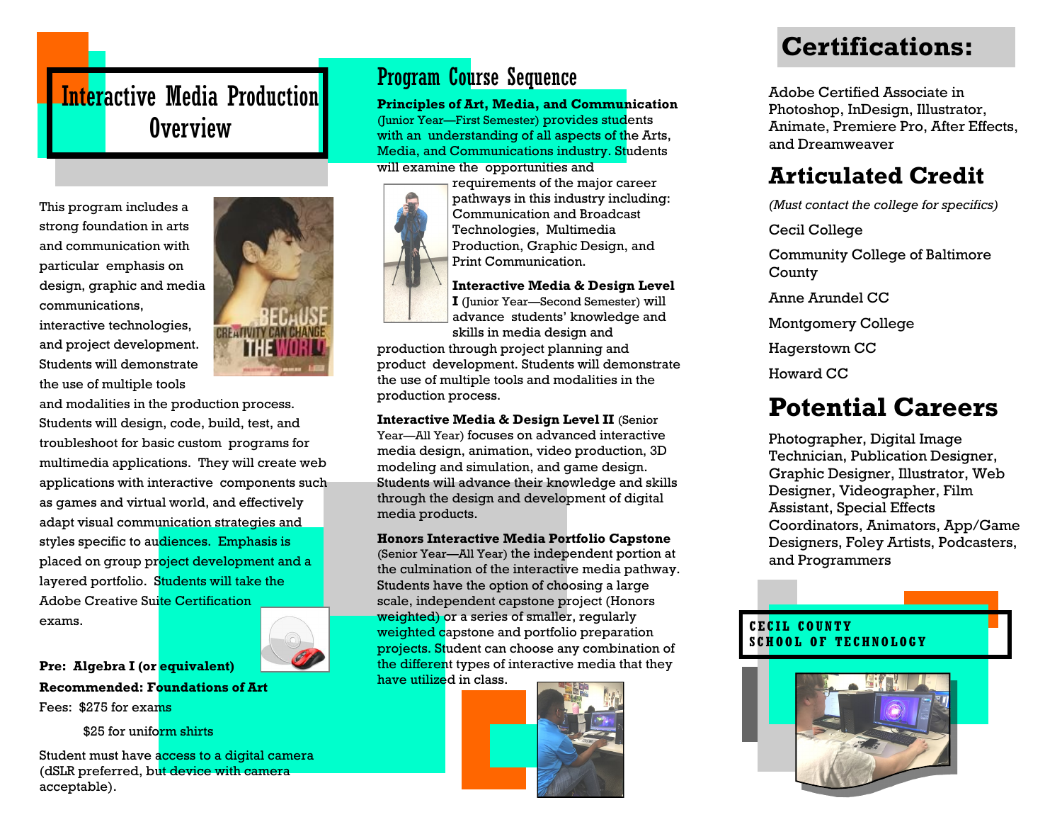# Interactive Media Production Overview

This program includes a strong foundation in arts and communication with particular emphasis on design, graphic and media communications, interactive technologies, and project development. Students will demonstrate the use of multiple tools and modalities in the production process. Students will design, code, build, test, and troubleshoot for basic custom programs for multimedia applications. They will create web applications with interactive components such as games and virtual world, and effectively adapt visual communication strategies and styles specific to audiences. Emphasis is placed on group project development and a layered portfolio. Students will take the Adobe Creative Suite Certification exams.

**Pre: Algebra I (or equivalent)**

**Recommended: Foundations of Art**

Fees: $275 for exams

$25 for uniform shirts

Student must have access to a digital camera (dSLR preferred, but device with camera acceptable).

## Program Course Sequence

**Principles of Art, Media, and Communication** (Junior Year—First Semester) provides students with an understanding of all aspects of the Arts, Media, and Communications industry. Students will examine the opportunities and requirements of the major career pathways in this industry including: Communication and Broadcast Technologies, Multimedia Production, Graphic Design, and Print Communication.

**Interactive Media & Design Level I** (Junior Year—Second Semester) will advance students' knowledge and skills in media design and production through project planning and product development. Students will demonstrate the use of multiple tools and modalities in the production process.

**Interactive Media & Design Level II** (Senior Year—All Year) focuses on advanced interactive media design, animation, video production, 3D modeling and simulation, and game design. Students will advance their knowledge and skills through the design and development of digital media products.

**Honors Interactive Media Portfolio Capstone** (Senior Year—All Year) the independent portion at the culmination of the interactive media pathway. Students have the option of choosing a large scale, independent capstone project (Honors weighted) or a series of smaller, regularly weighted capstone and portfolio preparation projects. Student can choose any combination of the different types of interactive media that they have utilized in class.

## Certifications:

Adobe Certified Associate in Photoshop, InDesign, Illustrator, Animate, Premiere Pro, After Effects, and Dreamweaver

## Articulated Credit

*(Must contact the college for specifics)*

Cecil College

Community College of Baltimore County

Anne Arundel CC

Montgomery College

Hagerstown CC

Howard CC

## Potential Careers

Photographer, Digital Image Technician, Publication Designer, Graphic Designer, Illustrator, Web Designer, Videographer, Film Assistant, Special Effects Coordinators, Animators, App/Game Designers, Foley Artists, Podcasters, and Programmers

CECIL COUNTY SCHOOL OF TECHNOLOGY